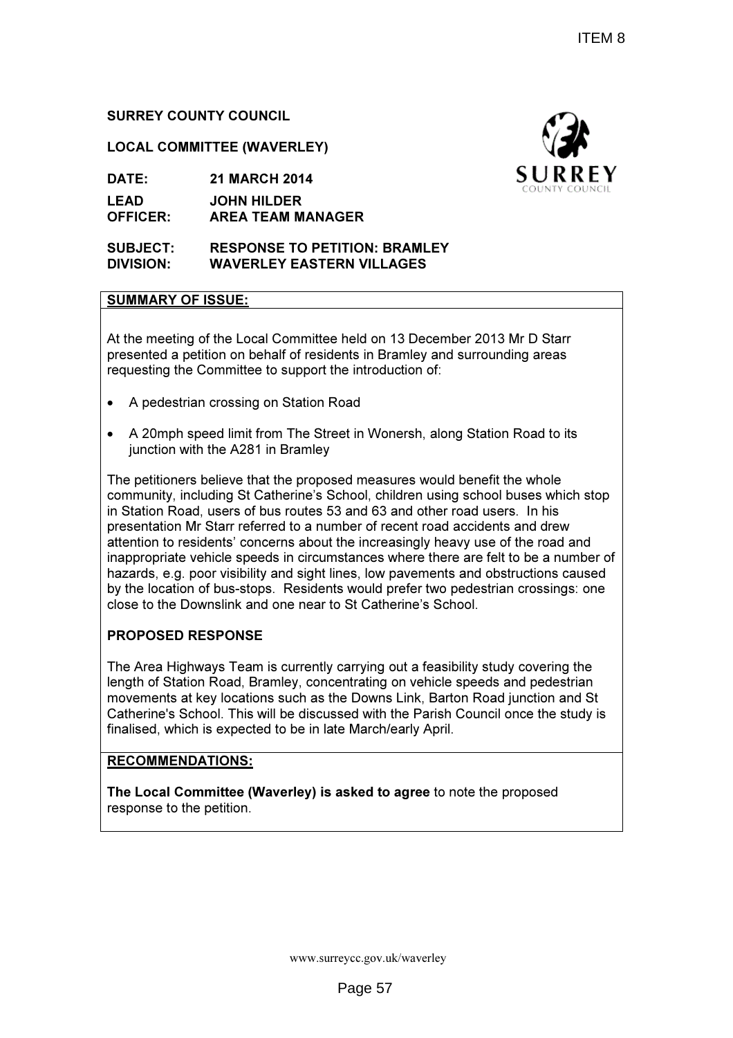ITEM 8

**SURREY COUNTY COUNCIL**

**LOCAL COMMITTEE (WAVERLEY)**

**DATE:** **21 MARCH 2014**

**LEAD OFFICER:** **JOHN HILDER, AREA TEAM MANAGER**

**SUBJECT:** **RESPONSE TO PETITION: BRAMLEY**

**DIVISION:** **WAVERLEY EASTERN VILLAGES**

**SUMMARY OF ISSUE:**

At the meeting of the Local Committee held on 13 December 2013 Mr D Starr presented a petition on behalf of residents in Bramley and surrounding areas requesting the Committee to support the introduction of:

- A pedestrian crossing on Station Road
- A 20mph speed limit from The Street in Wonersh, along Station Road to its junction with the A281 in Bramley

The petitioners believe that the proposed measures would benefit the whole community, including St Catherine's School, children using school buses which stop in Station Road, users of bus routes 53 and 63 and other road users. In his presentation Mr Starr referred to a number of recent road accidents and drew attention to residents' concerns about the increasingly heavy use of the road and inappropriate vehicle speeds in circumstances where there are felt to be a number of hazards, e.g. poor visibility and sight lines, low pavements and obstructions caused by the location of bus-stops. Residents would prefer two pedestrian crossings: one close to the Downslink and one near to St Catherine's School.

**PROPOSED RESPONSE**

The Area Highways Team is currently carrying out a feasibility study covering the length of Station Road, Bramley, concentrating on vehicle speeds and pedestrian movements at key locations such as the Downs Link, Barton Road junction and St Catherine's School. This will be discussed with the Parish Council once the study is finalised, which is expected to be in late March/early April.

**RECOMMENDATIONS:**

**The Local Committee (Waverley) is asked to agree** to note the proposed response to the petition.

www.surreycc.gov.uk/waverley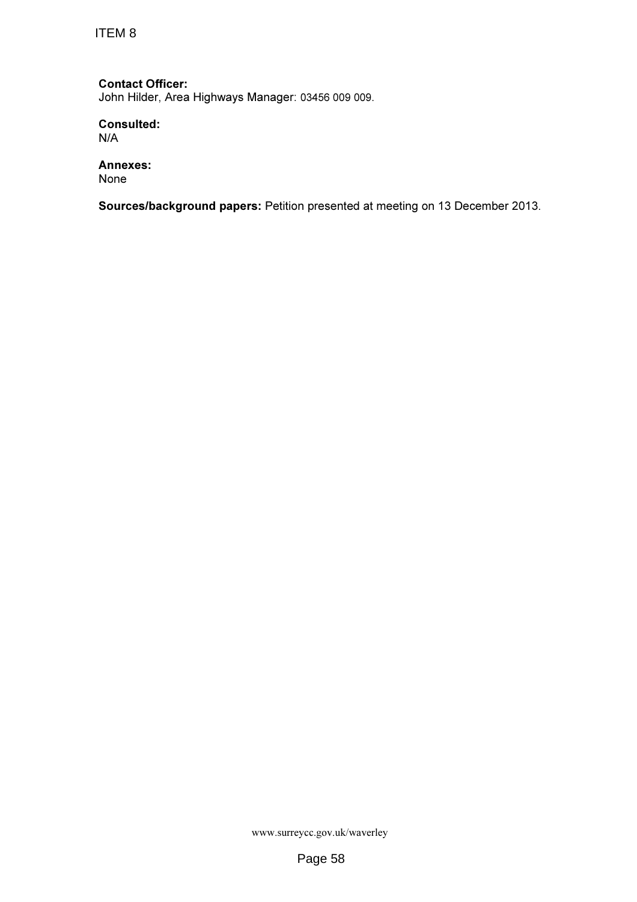**Contact Officer:**
John Hilder, Area Highways Manager: 03456 009 009.

**Consulted:**
N/A

**Annexes:**
None

**Sources/background papers:** Petition presented at meeting on 13 December 2013.